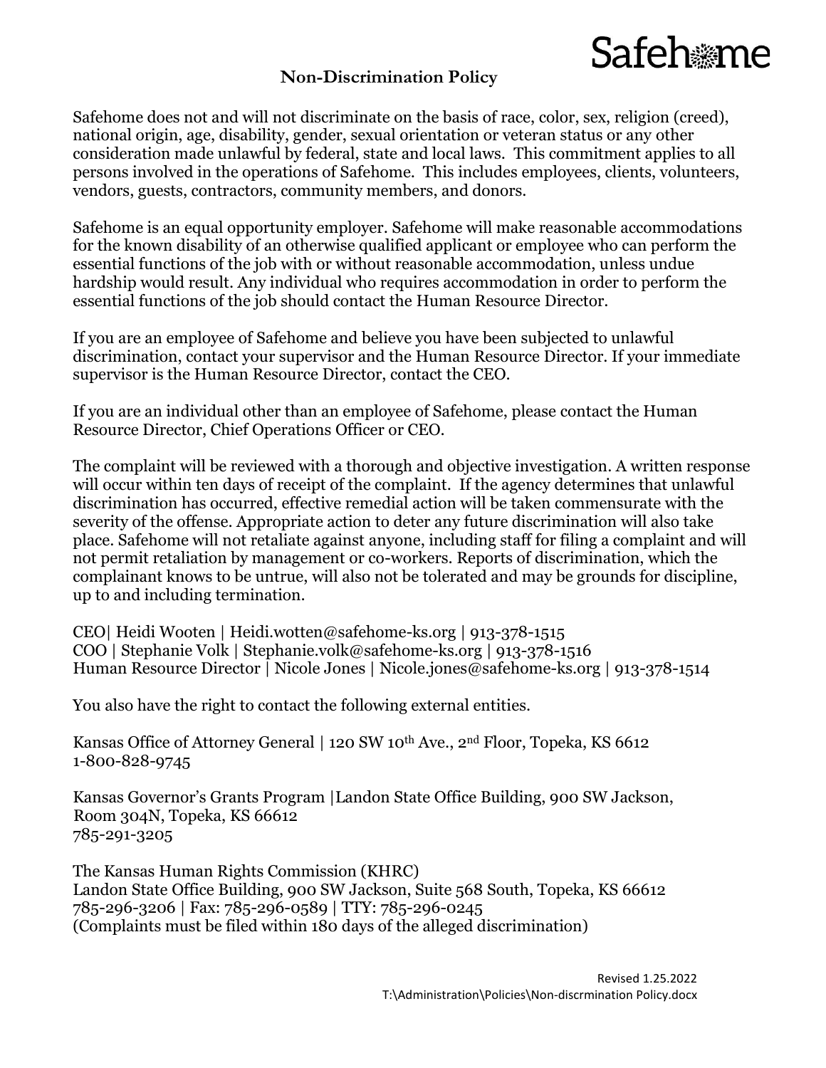Safehome

# Non-Discrimination Policy

Safehome does not and will not discriminate on the basis of race, color, sex, religion (creed), national origin, age, disability, gender, sexual orientation or veteran status or any other consideration made unlawful by federal, state and local laws. This commitment applies to all persons involved in the operations of Safehome. This includes employees, clients, volunteers, vendors, guests, contractors, community members, and donors.

Safehome is an equal opportunity employer. Safehome will make reasonable accommodations for the known disability of an otherwise qualified applicant or employee who can perform the essential functions of the job with or without reasonable accommodation, unless undue hardship would result. Any individual who requires accommodation in order to perform the essential functions of the job should contact the Human Resource Director.

If you are an employee of Safehome and believe you have been subjected to unlawful discrimination, contact your supervisor and the Human Resource Director. If your immediate supervisor is the Human Resource Director, contact the CEO.

If you are an individual other than an employee of Safehome, please contact the Human Resource Director, Chief Operations Officer or CEO.

The complaint will be reviewed with a thorough and objective investigation. A written response will occur within ten days of receipt of the complaint. If the agency determines that unlawful discrimination has occurred, effective remedial action will be taken commensurate with the severity of the offense. Appropriate action to deter any future discrimination will also take place. Safehome will not retaliate against anyone, including staff for filing a complaint and will not permit retaliation by management or co-workers. Reports of discrimination, which the complainant knows to be untrue, will also not be tolerated and may be grounds for discipline, up to and including termination.

CEO| Heidi Wooten | Heidi.wotten@safehome-ks.org | 913-378-1515
COO | Stephanie Volk | Stephanie.volk@safehome-ks.org | 913-378-1516
Human Resource Director | Nicole Jones | Nicole.jones@safehome-ks.org | 913-378-1514

You also have the right to contact the following external entities.

Kansas Office of Attorney General | 120 SW 10th Ave., 2nd Floor, Topeka, KS 6612
1-800-828-9745

Kansas Governor's Grants Program |Landon State Office Building, 900 SW Jackson, Room 304N, Topeka, KS 66612
785-291-3205

The Kansas Human Rights Commission (KHRC)
Landon State Office Building, 900 SW Jackson, Suite 568 South, Topeka, KS 66612
785-296-3206 | Fax: 785-296-0589 | TTY: 785-296-0245
(Complaints must be filed within 180 days of the alleged discrimination)

Revised 1.25.2022
T:\Administration\Policies\Non-discrmination Policy.docx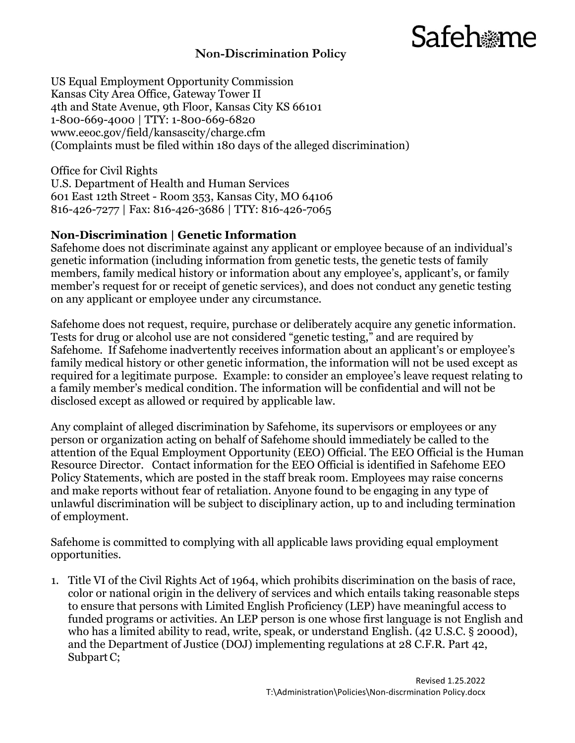## Non-Discrimination Policy

US Equal Employment Opportunity Commission
Kansas City Area Office, Gateway Tower II
4th and State Avenue, 9th Floor, Kansas City KS 66101
1-800-669-4000 | TTY: 1-800-669-6820
www.eeoc.gov/field/kansascity/charge.cfm
(Complaints must be filed within 180 days of the alleged discrimination)

Office for Civil Rights
U.S. Department of Health and Human Services
601 East 12th Street - Room 353, Kansas City, MO 64106
816-426-7277 | Fax: 816-426-3686 | TTY: 816-426-7065

### Non-Discrimination | Genetic Information

Safehome does not discriminate against any applicant or employee because of an individual's genetic information (including information from genetic tests, the genetic tests of family members, family medical history or information about any employee's, applicant's, or family member's request for or receipt of genetic services), and does not conduct any genetic testing on any applicant or employee under any circumstance.

Safehome does not request, require, purchase or deliberately acquire any genetic information. Tests for drug or alcohol use are not considered "genetic testing," and are required by Safehome. If Safehome inadvertently receives information about an applicant's or employee's family medical history or other genetic information, the information will not be used except as required for a legitimate purpose. Example: to consider an employee's leave request relating to a family member's medical condition. The information will be confidential and will not be disclosed except as allowed or required by applicable law.

Any complaint of alleged discrimination by Safehome, its supervisors or employees or any person or organization acting on behalf of Safehome should immediately be called to the attention of the Equal Employment Opportunity (EEO) Official. The EEO Official is the Human Resource Director. Contact information for the EEO Official is identified in Safehome EEO Policy Statements, which are posted in the staff break room. Employees may raise concerns and make reports without fear of retaliation. Anyone found to be engaging in any type of unlawful discrimination will be subject to disciplinary action, up to and including termination of employment.

Safehome is committed to complying with all applicable laws providing equal employment opportunities.

1. Title VI of the Civil Rights Act of 1964, which prohibits discrimination on the basis of race, color or national origin in the delivery of services and which entails taking reasonable steps to ensure that persons with Limited English Proficiency (LEP) have meaningful access to funded programs or activities. An LEP person is one whose first language is not English and who has a limited ability to read, write, speak, or understand English. (42 U.S.C. § 2000d), and the Department of Justice (DOJ) implementing regulations at 28 C.F.R. Part 42, Subpart C;

Revised 1.25.2022
T:\Administration\Policies\Non-discrmination Policy.docx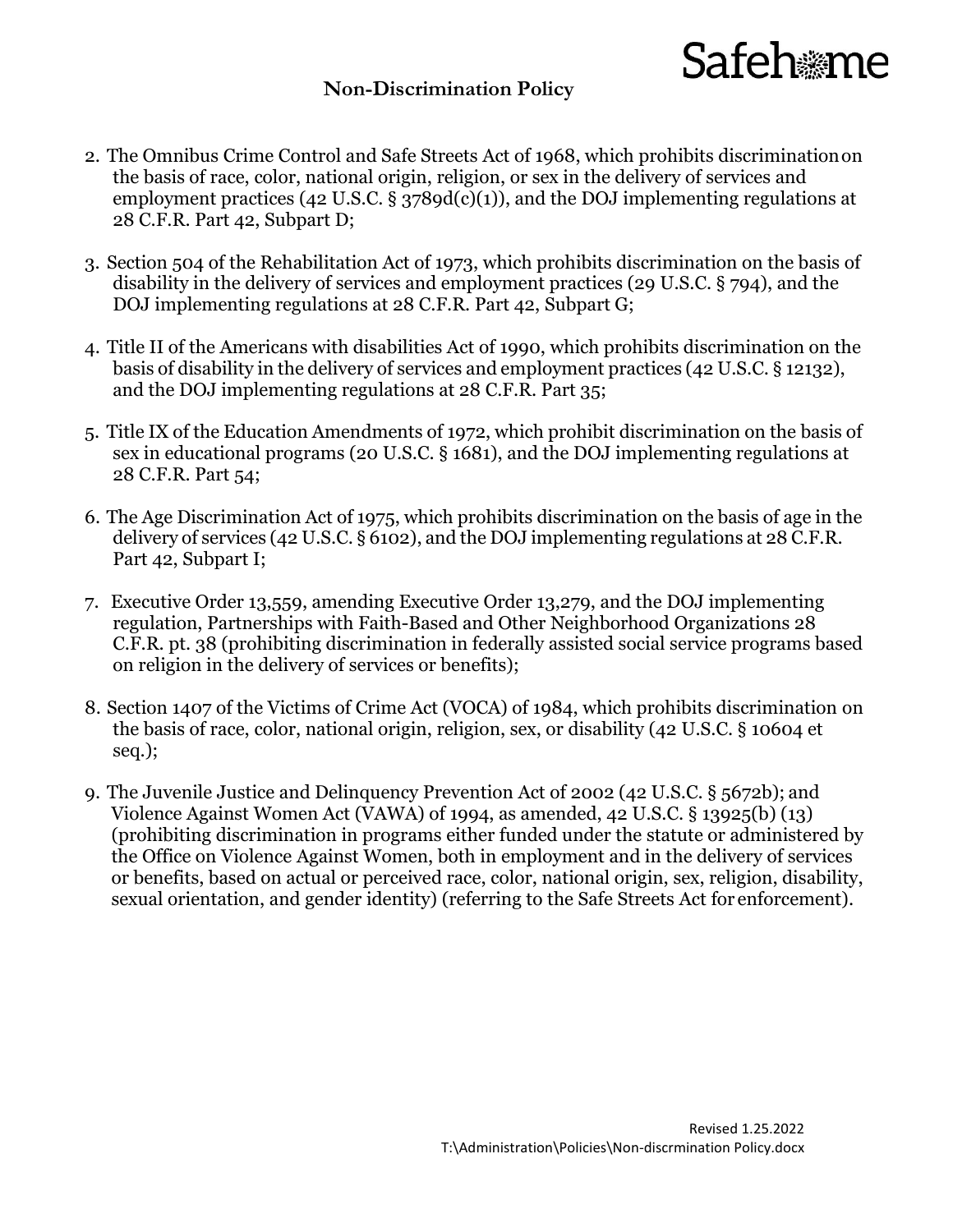# Non-Discrimination Policy

2. The Omnibus Crime Control and Safe Streets Act of 1968, which prohibits discrimination on the basis of race, color, national origin, religion, or sex in the delivery of services and employment practices (42 U.S.C. § 3789d(c)(1)), and the DOJ implementing regulations at 28 C.F.R. Part 42, Subpart D;

3. Section 504 of the Rehabilitation Act of 1973, which prohibits discrimination on the basis of disability in the delivery of services and employment practices (29 U.S.C. § 794), and the DOJ implementing regulations at 28 C.F.R. Part 42, Subpart G;

4. Title II of the Americans with disabilities Act of 1990, which prohibits discrimination on the basis of disability in the delivery of services and employment practices (42 U.S.C. § 12132), and the DOJ implementing regulations at 28 C.F.R. Part 35;

5. Title IX of the Education Amendments of 1972, which prohibit discrimination on the basis of sex in educational programs (20 U.S.C. § 1681), and the DOJ implementing regulations at 28 C.F.R. Part 54;

6. The Age Discrimination Act of 1975, which prohibits discrimination on the basis of age in the delivery of services (42 U.S.C. § 6102), and the DOJ implementing regulations at 28 C.F.R. Part 42, Subpart I;

7. Executive Order 13,559, amending Executive Order 13,279, and the DOJ implementing regulation, Partnerships with Faith-Based and Other Neighborhood Organizations 28 C.F.R. pt. 38 (prohibiting discrimination in federally assisted social service programs based on religion in the delivery of services or benefits);

8. Section 1407 of the Victims of Crime Act (VOCA) of 1984, which prohibits discrimination on the basis of race, color, national origin, religion, sex, or disability (42 U.S.C. § 10604 et seq.);

9. The Juvenile Justice and Delinquency Prevention Act of 2002 (42 U.S.C. § 5672b); and Violence Against Women Act (VAWA) of 1994, as amended, 42 U.S.C. § 13925(b) (13) (prohibiting discrimination in programs either funded under the statute or administered by the Office on Violence Against Women, both in employment and in the delivery of services or benefits, based on actual or perceived race, color, national origin, sex, religion, disability, sexual orientation, and gender identity) (referring to the Safe Streets Act for enforcement).

Revised 1.25.2022
T:\Administration\Policies\Non-discrmination Policy.docx